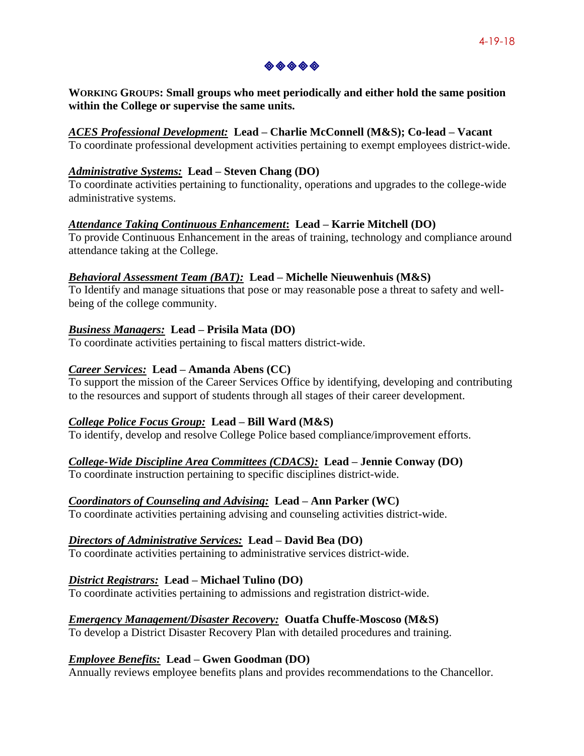4-19-18

◈◈◈◈◈

**WORKING GROUPS: Small groups who meet periodically and either hold the same position within the College or supervise the same units.**

***ACES Professional Development:*** **Lead – Charlie McConnell (M&S); Co-lead – Vacant**
To coordinate professional development activities pertaining to exempt employees district-wide.

***Administrative Systems:*** **Lead – Steven Chang (DO)**
To coordinate activities pertaining to functionality, operations and upgrades to the college-wide administrative systems.

***Attendance Taking Continuous Enhancement*****:** **Lead – Karrie Mitchell (DO)**
To provide Continuous Enhancement in the areas of training, technology and compliance around attendance taking at the College.

***Behavioral Assessment Team (BAT):*** **Lead – Michelle Nieuwenhuis (M&S)**
To Identify and manage situations that pose or may reasonable pose a threat to safety and well-being of the college community.

***Business Managers:*** **Lead – Prisila Mata (DO)**
To coordinate activities pertaining to fiscal matters district-wide.

***Career Services:*** **Lead – Amanda Abens (CC)**
To support the mission of the Career Services Office by identifying, developing and contributing to the resources and support of students through all stages of their career development.

***College Police Focus Group:*** **Lead – Bill Ward (M&S)**
To identify, develop and resolve College Police based compliance/improvement efforts.

***College-Wide Discipline Area Committees (CDACS):*** **Lead – Jennie Conway (DO)**
To coordinate instruction pertaining to specific disciplines district-wide.

***Coordinators of Counseling and Advising:*** **Lead – Ann Parker (WC)**
To coordinate activities pertaining advising and counseling activities district-wide.

***Directors of Administrative Services:*** **Lead – David Bea (DO)**
To coordinate activities pertaining to administrative services district-wide.

***District Registrars:*** **Lead – Michael Tulino (DO)**
To coordinate activities pertaining to admissions and registration district-wide.

***Emergency Management/Disaster Recovery:*** **Ouatfa Chuffe-Moscoso (M&S)**
To develop a District Disaster Recovery Plan with detailed procedures and training.

***Employee Benefits:*** **Lead – Gwen Goodman (DO)**
Annually reviews employee benefits plans and provides recommendations to the Chancellor.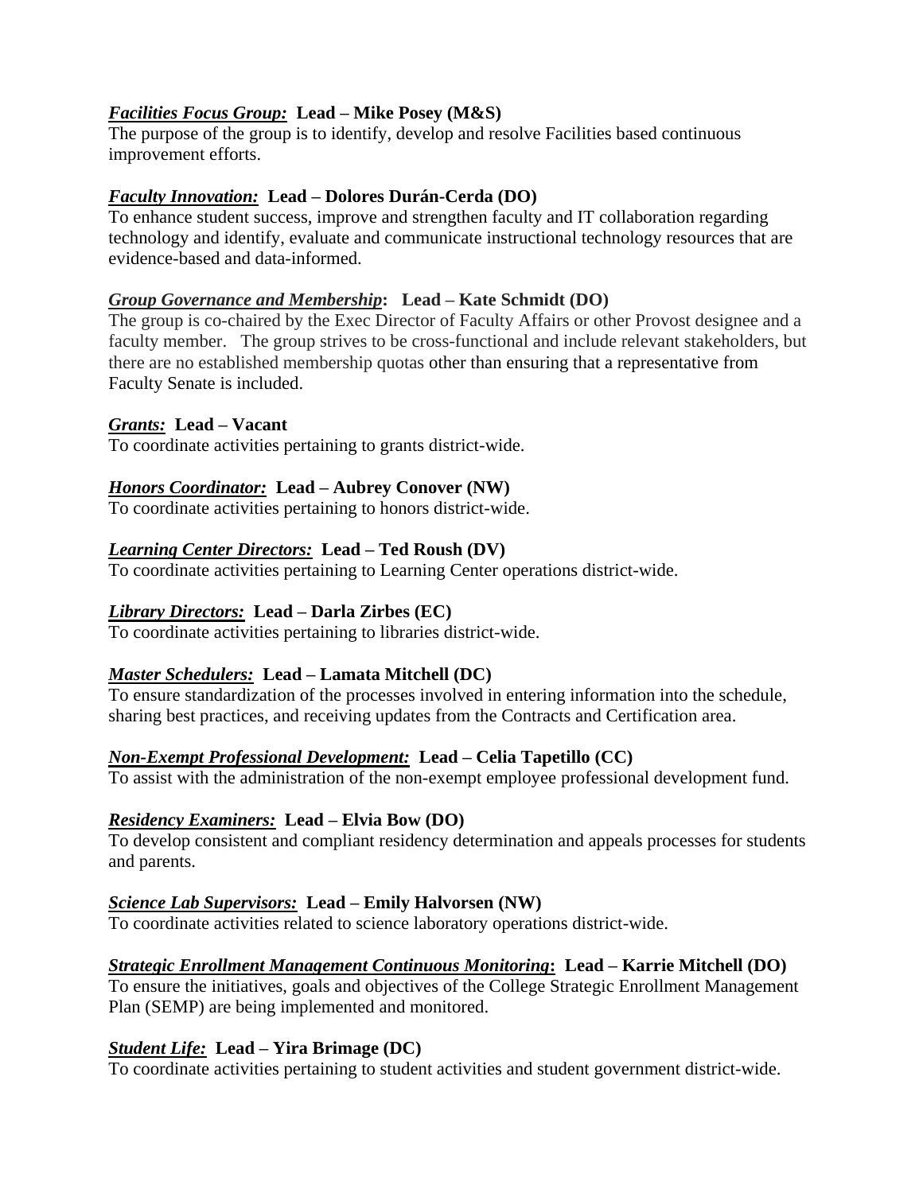***Facilities Focus Group:*** **Lead – Mike Posey (M&S)**
The purpose of the group is to identify, develop and resolve Facilities based continuous improvement efforts.

***Faculty Innovation:*** **Lead – Dolores Durán-Cerda (DO)**
To enhance student success, improve and strengthen faculty and IT collaboration regarding technology and identify, evaluate and communicate instructional technology resources that are evidence-based and data-informed.

***Group Governance and Membership*****:** **Lead – Kate Schmidt (DO)**
The group is co-chaired by the Exec Director of Faculty Affairs or other Provost designee and a faculty member. The group strives to be cross-functional and include relevant stakeholders, but there are no established membership quotas other than ensuring that a representative from Faculty Senate is included.

***Grants:*** **Lead – Vacant**
To coordinate activities pertaining to grants district-wide.

***Honors Coordinator:*** **Lead – Aubrey Conover (NW)**
To coordinate activities pertaining to honors district-wide.

***Learning Center Directors:*** **Lead – Ted Roush (DV)**
To coordinate activities pertaining to Learning Center operations district-wide.

***Library Directors:*** **Lead – Darla Zirbes (EC)**
To coordinate activities pertaining to libraries district-wide.

***Master Schedulers:*** **Lead – Lamata Mitchell (DC)**
To ensure standardization of the processes involved in entering information into the schedule, sharing best practices, and receiving updates from the Contracts and Certification area.

***Non-Exempt Professional Development:*** **Lead – Celia Tapetillo (CC)**
To assist with the administration of the non-exempt employee professional development fund.

***Residency Examiners:*** **Lead – Elvia Bow (DO)**
To develop consistent and compliant residency determination and appeals processes for students and parents.

***Science Lab Supervisors:*** **Lead – Emily Halvorsen (NW)**
To coordinate activities related to science laboratory operations district-wide.

***Strategic Enrollment Management Continuous Monitoring*****:** **Lead – Karrie Mitchell (DO)**
To ensure the initiatives, goals and objectives of the College Strategic Enrollment Management Plan (SEMP) are being implemented and monitored.

***Student Life:*** **Lead – Yira Brimage (DC)**
To coordinate activities pertaining to student activities and student government district-wide.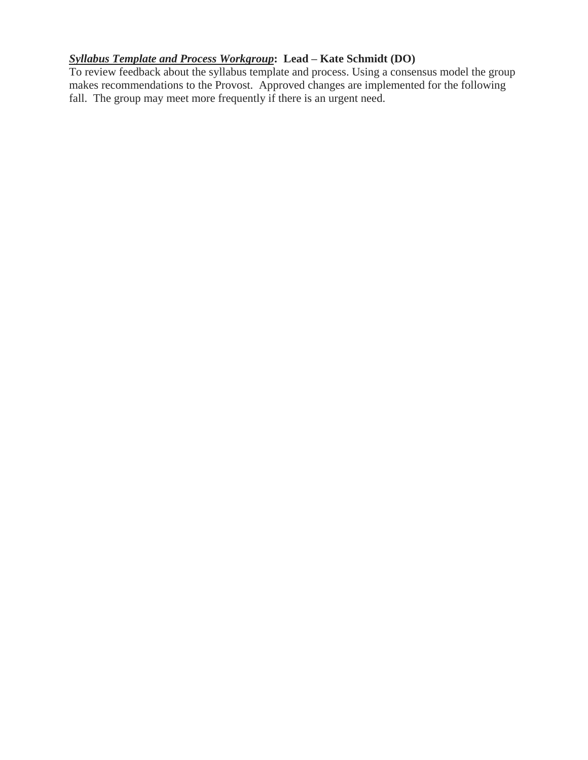***<u>Syllabus Template and Process Workgroup</u>*: Lead – Kate Schmidt (DO)**

To review feedback about the syllabus template and process. Using a consensus model the group makes recommendations to the Provost. Approved changes are implemented for the following fall. The group may meet more frequently if there is an urgent need.